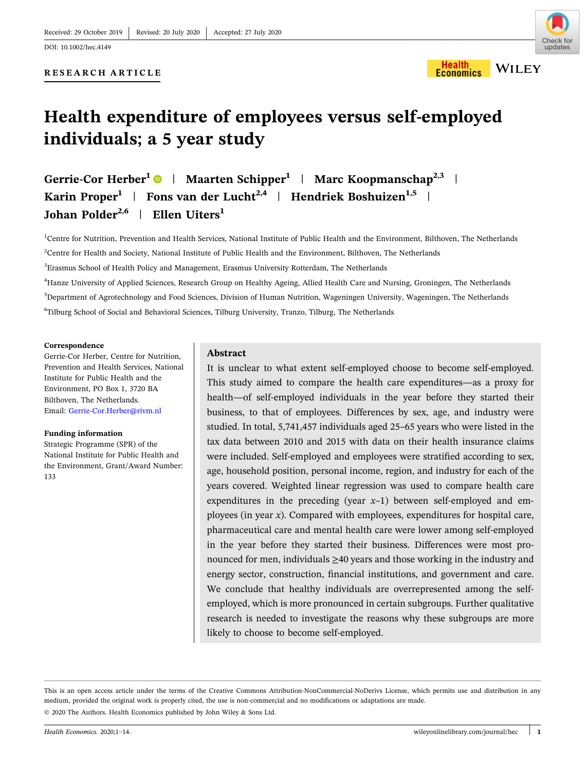Received: 29 October 2019 | Revised: 20 July 2020 | Accepted: 27 July 2020

DOI: 10.1002/hec.4149

RESEARCH ARTICLE

# Health expenditure of employees versus self-employed individuals; a 5 year study

**Gerrie-Cor Herber**[1] | **Maarten Schipper**[1] | **Marc Koopmanschap**[2,3] | **Karin Proper**[1] | **Fons van der Lucht**[2,4] | **Hendriek Boshuizen**[1,5] | **Johan Polder**[2,6] | **Ellen Uiters**[1]

[1]Centre for Nutrition, Prevention and Health Services, National Institute of Public Health and the Environment, Bilthoven, The Netherlands

[2]Centre for Health and Society, National Institute of Public Health and the Environment, Bilthoven, The Netherlands

[3]Erasmus School of Health Policy and Management, Erasmus University Rotterdam, The Netherlands

[4]Hanze University of Applied Sciences, Research Group on Healthy Ageing, Allied Health Care and Nursing, Groningen, The Netherlands

[5]Department of Agrotechnology and Food Sciences, Division of Human Nutrition, Wageningen University, Wageningen, The Netherlands

[6]Tilburg School of Social and Behavioral Sciences, Tilburg University, Tranzo, Tilburg, The Netherlands

**Correspondence**
Gerrie-Cor Herber, Centre for Nutrition, Prevention and Health Services, National Institute for Public Health and the Environment, PO Box 1, 3720 BA Bilthoven, The Netherlands.
Email: Gerrie-Cor.Herber@rivm.nl

**Funding information**
Strategic Programme (SPR) of the National Institute for Public Health and the Environment, Grant/Award Number: 133

## Abstract

It is unclear to what extent self-employed choose to become self-employed. This study aimed to compare the health care expenditures—as a proxy for health—of self-employed individuals in the year before they started their business, to that of employees. Differences by sex, age, and industry were studied. In total, 5,741,457 individuals aged 25–65 years who were listed in the tax data between 2010 and 2015 with data on their health insurance claims were included. Self-employed and employees were stratified according to sex, age, household position, personal income, region, and industry for each of the years covered. Weighted linear regression was used to compare health care expenditures in the preceding (year $x$–1) between self-employed and employees (in year $x$). Compared with employees, expenditures for hospital care, pharmaceutical care and mental health care were lower among self-employed in the year before they started their business. Differences were most pronounced for men, individuals ≥40 years and those working in the industry and energy sector, construction, financial institutions, and government and care. We conclude that healthy individuals are overrepresented among the self-employed, which is more pronounced in certain subgroups. Further qualitative research is needed to investigate the reasons why these subgroups are more likely to choose to become self-employed.

This is an open access article under the terms of the Creative Commons Attribution-NonCommercial-NoDerivs License, which permits use and distribution in any medium, provided the original work is properly cited, the use is non-commercial and no modifications or adaptations are made.

© 2020 The Authors. Health Economics published by John Wiley & Sons Ltd.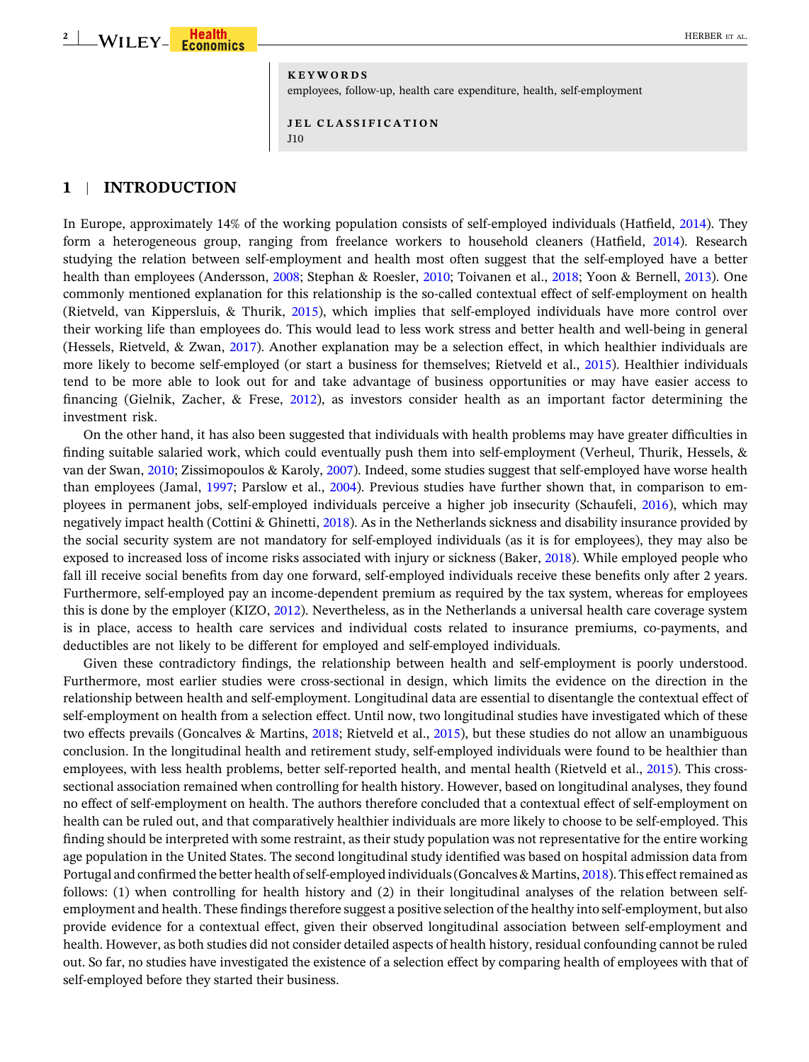**KEYWORDS**

employees, follow-up, health care expenditure, health, self-employment

**JEL CLASSIFICATION**

J10

## 1 | INTRODUCTION

In Europe, approximately 14% of the working population consists of self-employed individuals (Hatfield, 2014). They form a heterogeneous group, ranging from freelance workers to household cleaners (Hatfield, 2014). Research studying the relation between self-employment and health most often suggest that the self-employed have a better health than employees (Andersson, 2008; Stephan & Roesler, 2010; Toivanen et al., 2018; Yoon & Bernell, 2013). One commonly mentioned explanation for this relationship is the so-called contextual effect of self-employment on health (Rietveld, van Kippersluis, & Thurik, 2015), which implies that self-employed individuals have more control over their working life than employees do. This would lead to less work stress and better health and well-being in general (Hessels, Rietveld, & Zwan, 2017). Another explanation may be a selection effect, in which healthier individuals are more likely to become self-employed (or start a business for themselves; Rietveld et al., 2015). Healthier individuals tend to be more able to look out for and take advantage of business opportunities or may have easier access to financing (Gielnik, Zacher, & Frese, 2012), as investors consider health as an important factor determining the investment risk.

On the other hand, it has also been suggested that individuals with health problems may have greater difficulties in finding suitable salaried work, which could eventually push them into self-employment (Verheul, Thurik, Hessels, & van der Swan, 2010; Zissimopoulos & Karoly, 2007). Indeed, some studies suggest that self-employed have worse health than employees (Jamal, 1997; Parslow et al., 2004). Previous studies have further shown that, in comparison to employees in permanent jobs, self-employed individuals perceive a higher job insecurity (Schaufeli, 2016), which may negatively impact health (Cottini & Ghinetti, 2018). As in the Netherlands sickness and disability insurance provided by the social security system are not mandatory for self-employed individuals (as it is for employees), they may also be exposed to increased loss of income risks associated with injury or sickness (Baker, 2018). While employed people who fall ill receive social benefits from day one forward, self-employed individuals receive these benefits only after 2 years. Furthermore, self-employed pay an income-dependent premium as required by the tax system, whereas for employees this is done by the employer (KIZO, 2012). Nevertheless, as in the Netherlands a universal health care coverage system is in place, access to health care services and individual costs related to insurance premiums, co-payments, and deductibles are not likely to be different for employed and self-employed individuals.

Given these contradictory findings, the relationship between health and self-employment is poorly understood. Furthermore, most earlier studies were cross-sectional in design, which limits the evidence on the direction in the relationship between health and self-employment. Longitudinal data are essential to disentangle the contextual effect of self-employment on health from a selection effect. Until now, two longitudinal studies have investigated which of these two effects prevails (Goncalves & Martins, 2018; Rietveld et al., 2015), but these studies do not allow an unambiguous conclusion. In the longitudinal health and retirement study, self-employed individuals were found to be healthier than employees, with less health problems, better self-reported health, and mental health (Rietveld et al., 2015). This cross-sectional association remained when controlling for health history. However, based on longitudinal analyses, they found no effect of self-employment on health. The authors therefore concluded that a contextual effect of self-employment on health can be ruled out, and that comparatively healthier individuals are more likely to choose to be self-employed. This finding should be interpreted with some restraint, as their study population was not representative for the entire working age population in the United States. The second longitudinal study identified was based on hospital admission data from Portugal and confirmed the better health of self-employed individuals (Goncalves & Martins, 2018). This effect remained as follows: (1) when controlling for health history and (2) in their longitudinal analyses of the relation between self-employment and health. These findings therefore suggest a positive selection of the healthy into self-employment, but also provide evidence for a contextual effect, given their observed longitudinal association between self-employment and health. However, as both studies did not consider detailed aspects of health history, residual confounding cannot be ruled out. So far, no studies have investigated the existence of a selection effect by comparing health of employees with that of self-employed before they started their business.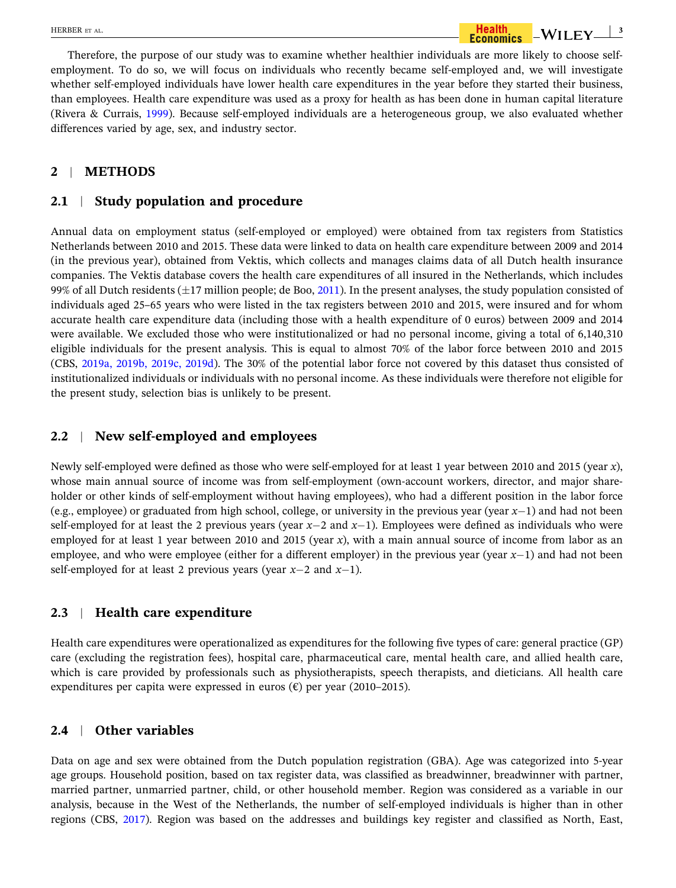Therefore, the purpose of our study was to examine whether healthier individuals are more likely to choose self-employment. To do so, we will focus on individuals who recently became self-employed and, we will investigate whether self-employed individuals have lower health care expenditures in the year before they started their business, than employees. Health care expenditure was used as a proxy for health as has been done in human capital literature (Rivera & Currais, 1999). Because self-employed individuals are a heterogeneous group, we also evaluated whether differences varied by age, sex, and industry sector.

## 2 | METHODS

### 2.1 | Study population and procedure

Annual data on employment status (self-employed or employed) were obtained from tax registers from Statistics Netherlands between 2010 and 2015. These data were linked to data on health care expenditure between 2009 and 2014 (in the previous year), obtained from Vektis, which collects and manages claims data of all Dutch health insurance companies. The Vektis database covers the health care expenditures of all insured in the Netherlands, which includes 99% of all Dutch residents (±17 million people; de Boo, 2011). In the present analyses, the study population consisted of individuals aged 25–65 years who were listed in the tax registers between 2010 and 2015, were insured and for whom accurate health care expenditure data (including those with a health expenditure of 0 euros) between 2009 and 2014 were available. We excluded those who were institutionalized or had no personal income, giving a total of 6,140,310 eligible individuals for the present analysis. This is equal to almost 70% of the labor force between 2010 and 2015 (CBS, 2019a, 2019b, 2019c, 2019d). The 30% of the potential labor force not covered by this dataset thus consisted of institutionalized individuals or individuals with no personal income. As these individuals were therefore not eligible for the present study, selection bias is unlikely to be present.

### 2.2 | New self-employed and employees

Newly self-employed were defined as those who were self-employed for at least 1 year between 2010 and 2015 (year *x*), whose main annual source of income was from self-employment (own-account workers, director, and major shareholder or other kinds of self-employment without having employees), who had a different position in the labor force (e.g., employee) or graduated from high school, college, or university in the previous year (year $x-1$) and had not been self-employed for at least the 2 previous years (year $x-2$ and $x-1$). Employees were defined as individuals who were employed for at least 1 year between 2010 and 2015 (year *x*), with a main annual source of income from labor as an employee, and who were employee (either for a different employer) in the previous year (year $x-1$) and had not been self-employed for at least 2 previous years (year $x-2$ and $x-1$).

### 2.3 | Health care expenditure

Health care expenditures were operationalized as expenditures for the following five types of care: general practice (GP) care (excluding the registration fees), hospital care, pharmaceutical care, mental health care, and allied health care, which is care provided by professionals such as physiotherapists, speech therapists, and dieticians. All health care expenditures per capita were expressed in euros (€) per year (2010–2015).

### 2.4 | Other variables

Data on age and sex were obtained from the Dutch population registration (GBA). Age was categorized into 5-year age groups. Household position, based on tax register data, was classified as breadwinner, breadwinner with partner, married partner, unmarried partner, child, or other household member. Region was considered as a variable in our analysis, because in the West of the Netherlands, the number of self-employed individuals is higher than in other regions (CBS, 2017). Region was based on the addresses and buildings key register and classified as North, East,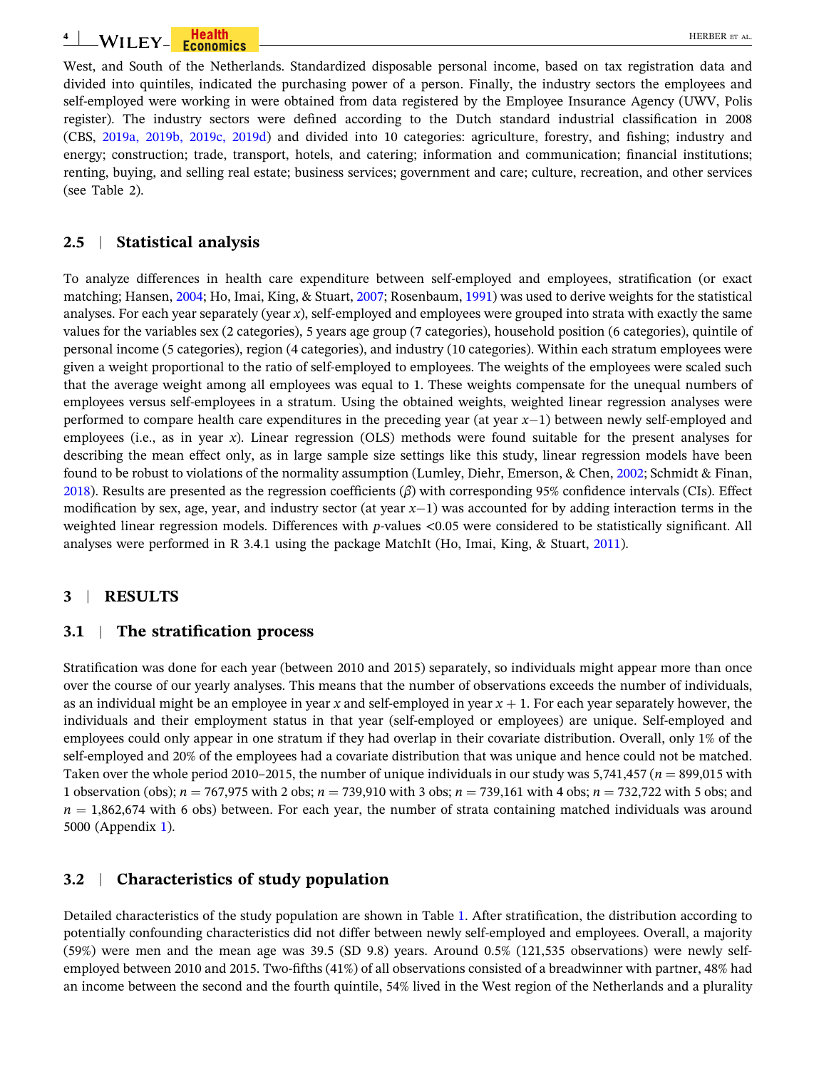West, and South of the Netherlands. Standardized disposable personal income, based on tax registration data and divided into quintiles, indicated the purchasing power of a person. Finally, the industry sectors the employees and self-employed were working in were obtained from data registered by the Employee Insurance Agency (UWV, Polis register). The industry sectors were defined according to the Dutch standard industrial classification in 2008 (CBS, 2019a, 2019b, 2019c, 2019d) and divided into 10 categories: agriculture, forestry, and fishing; industry and energy; construction; trade, transport, hotels, and catering; information and communication; financial institutions; renting, buying, and selling real estate; business services; government and care; culture, recreation, and other services (see Table 2).

## 2.5 | Statistical analysis

To analyze differences in health care expenditure between self-employed and employees, stratification (or exact matching; Hansen, 2004; Ho, Imai, King, & Stuart, 2007; Rosenbaum, 1991) was used to derive weights for the statistical analyses. For each year separately (year $x$), self-employed and employees were grouped into strata with exactly the same values for the variables sex (2 categories), 5 years age group (7 categories), household position (6 categories), quintile of personal income (5 categories), region (4 categories), and industry (10 categories). Within each stratum employees were given a weight proportional to the ratio of self-employed to employees. The weights of the employees were scaled such that the average weight among all employees was equal to 1. These weights compensate for the unequal numbers of employees versus self-employees in a stratum. Using the obtained weights, weighted linear regression analyses were performed to compare health care expenditures in the preceding year (at year $x-1$) between newly self-employed and employees (i.e., as in year $x$). Linear regression (OLS) methods were found suitable for the present analyses for describing the mean effect only, as in large sample size settings like this study, linear regression models have been found to be robust to violations of the normality assumption (Lumley, Diehr, Emerson, & Chen, 2002; Schmidt & Finan, 2018). Results are presented as the regression coefficients ($\beta$) with corresponding 95% confidence intervals (CIs). Effect modification by sex, age, year, and industry sector (at year $x-1$) was accounted for by adding interaction terms in the weighted linear regression models. Differences with $p$-values $<0.05$ were considered to be statistically significant. All analyses were performed in R 3.4.1 using the package MatchIt (Ho, Imai, King, & Stuart, 2011).

# 3 | RESULTS

## 3.1 | The stratification process

Stratification was done for each year (between 2010 and 2015) separately, so individuals might appear more than once over the course of our yearly analyses. This means that the number of observations exceeds the number of individuals, as an individual might be an employee in year $x$ and self-employed in year $x + 1$. For each year separately however, the individuals and their employment status in that year (self-employed or employees) are unique. Self-employed and employees could only appear in one stratum if they had overlap in their covariate distribution. Overall, only 1% of the self-employed and 20% of the employees had a covariate distribution that was unique and hence could not be matched. Taken over the whole period 2010–2015, the number of unique individuals in our study was 5,741,457 ($n = 899{,}015$ with 1 observation (obs); $n = 767{,}975$ with 2 obs; $n = 739{,}910$ with 3 obs; $n = 739{,}161$ with 4 obs; $n = 732{,}722$ with 5 obs; and $n = 1{,}862{,}674$ with 6 obs) between. For each year, the number of strata containing matched individuals was around 5000 (Appendix 1).

## 3.2 | Characteristics of study population

Detailed characteristics of the study population are shown in Table 1. After stratification, the distribution according to potentially confounding characteristics did not differ between newly self-employed and employees. Overall, a majority (59%) were men and the mean age was 39.5 (SD 9.8) years. Around 0.5% (121,535 observations) were newly self-employed between 2010 and 2015. Two-fifths (41%) of all observations consisted of a breadwinner with partner, 48% had an income between the second and the fourth quintile, 54% lived in the West region of the Netherlands and a plurality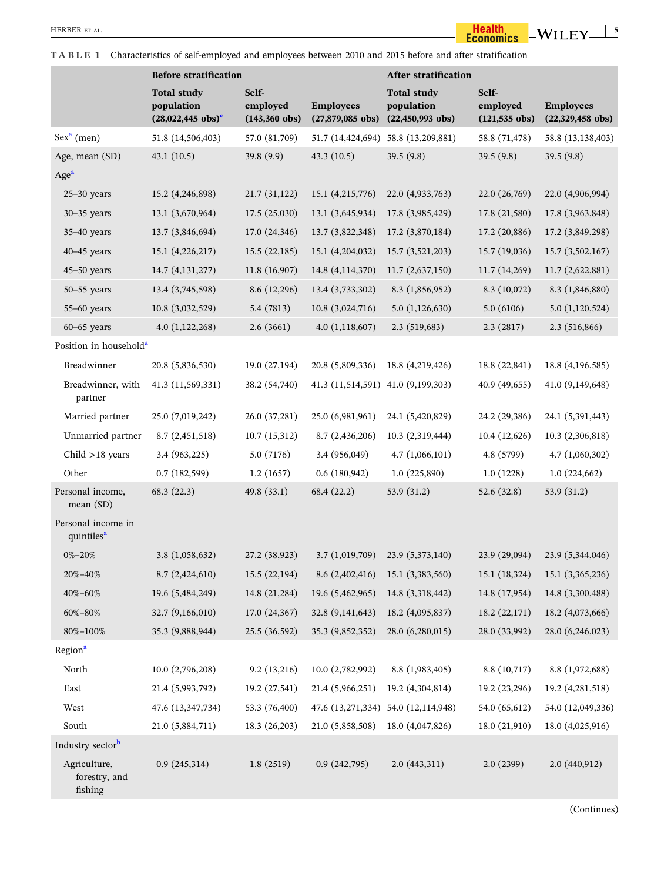**TABLE 1** Characteristics of self-employed and employees between 2010 and 2015 before and after stratification

| | Before stratification | | | After stratification | | |
|---|---|---|---|---|---|---|
| | Total study population (28,022,445 obs)[c] | Self-employed (143,360 obs) | Employees (27,879,085 obs) | Total study population (22,450,993 obs) | Self-employed (121,535 obs) | Employees (22,329,458 obs) |
| Sex[a] (men) | 51.8 (14,506,403) | 57.0 (81,709) | 51.7 (14,424,694) | 58.8 (13,209,881) | 58.8 (71,478) | 58.8 (13,138,403) |
| Age, mean (SD) | 43.1 (10.5) | 39.8 (9.9) | 43.3 (10.5) | 39.5 (9.8) | 39.5 (9.8) | 39.5 (9.8) |
| Age[a] | | | | | | |
| 25–30 years | 15.2 (4,246,898) | 21.7 (31,122) | 15.1 (4,215,776) | 22.0 (4,933,763) | 22.0 (26,769) | 22.0 (4,906,994) |
| 30–35 years | 13.1 (3,670,964) | 17.5 (25,030) | 13.1 (3,645,934) | 17.8 (3,985,429) | 17.8 (21,580) | 17.8 (3,963,848) |
| 35–40 years | 13.7 (3,846,694) | 17.0 (24,346) | 13.7 (3,822,348) | 17.2 (3,870,184) | 17.2 (20,886) | 17.2 (3,849,298) |
| 40–45 years | 15.1 (4,226,217) | 15.5 (22,185) | 15.1 (4,204,032) | 15.7 (3,521,203) | 15.7 (19,036) | 15.7 (3,502,167) |
| 45–50 years | 14.7 (4,131,277) | 11.8 (16,907) | 14.8 (4,114,370) | 11.7 (2,637,150) | 11.7 (14,269) | 11.7 (2,622,881) |
| 50–55 years | 13.4 (3,745,598) | 8.6 (12,296) | 13.4 (3,733,302) | 8.3 (1,856,952) | 8.3 (10,072) | 8.3 (1,846,880) |
| 55–60 years | 10.8 (3,032,529) | 5.4 (7813) | 10.8 (3,024,716) | 5.0 (1,126,630) | 5.0 (6106) | 5.0 (1,120,524) |
| 60–65 years | 4.0 (1,122,268) | 2.6 (3661) | 4.0 (1,118,607) | 2.3 (519,683) | 2.3 (2817) | 2.3 (516,866) |
| Position in household[a] | | | | | | |
| Breadwinner | 20.8 (5,836,530) | 19.0 (27,194) | 20.8 (5,809,336) | 18.8 (4,219,426) | 18.8 (22,841) | 18.8 (4,196,585) |
| Breadwinner, with partner | 41.3 (11,569,331) | 38.2 (54,740) | 41.3 (11,514,591) | 41.0 (9,199,303) | 40.9 (49,655) | 41.0 (9,149,648) |
| Married partner | 25.0 (7,019,242) | 26.0 (37,281) | 25.0 (6,981,961) | 24.1 (5,420,829) | 24.2 (29,386) | 24.1 (5,391,443) |
| Unmarried partner | 8.7 (2,451,518) | 10.7 (15,312) | 8.7 (2,436,206) | 10.3 (2,319,444) | 10.4 (12,626) | 10.3 (2,306,818) |
| Child >18 years | 3.4 (963,225) | 5.0 (7176) | 3.4 (956,049) | 4.7 (1,066,101) | 4.8 (5799) | 4.7 (1,060,302) |
| Other | 0.7 (182,599) | 1.2 (1657) | 0.6 (180,942) | 1.0 (225,890) | 1.0 (1228) | 1.0 (224,662) |
| Personal income, mean (SD) | 68.3 (22.3) | 49.8 (33.1) | 68.4 (22.2) | 53.9 (31.2) | 52.6 (32.8) | 53.9 (31.2) |
| Personal income in quintiles[a] | | | | | | |
| 0%–20% | 3.8 (1,058,632) | 27.2 (38,923) | 3.7 (1,019,709) | 23.9 (5,373,140) | 23.9 (29,094) | 23.9 (5,344,046) |
| 20%–40% | 8.7 (2,424,610) | 15.5 (22,194) | 8.6 (2,402,416) | 15.1 (3,383,560) | 15.1 (18,324) | 15.1 (3,365,236) |
| 40%–60% | 19.6 (5,484,249) | 14.8 (21,284) | 19.6 (5,462,965) | 14.8 (3,318,442) | 14.8 (17,954) | 14.8 (3,300,488) |
| 60%–80% | 32.7 (9,166,010) | 17.0 (24,367) | 32.8 (9,141,643) | 18.2 (4,095,837) | 18.2 (22,171) | 18.2 (4,073,666) |
| 80%–100% | 35.3 (9,888,944) | 25.5 (36,592) | 35.3 (9,852,352) | 28.0 (6,280,015) | 28.0 (33,992) | 28.0 (6,246,023) |
| Region[a] | | | | | | |
| North | 10.0 (2,796,208) | 9.2 (13,216) | 10.0 (2,782,992) | 8.8 (1,983,405) | 8.8 (10,717) | 8.8 (1,972,688) |
| East | 21.4 (5,993,792) | 19.2 (27,541) | 21.4 (5,966,251) | 19.2 (4,304,814) | 19.2 (23,296) | 19.2 (4,281,518) |
| West | 47.6 (13,347,734) | 53.3 (76,400) | 47.6 (13,271,334) | 54.0 (12,114,948) | 54.0 (65,612) | 54.0 (12,049,336) |
| South | 21.0 (5,884,711) | 18.3 (26,203) | 21.0 (5,858,508) | 18.0 (4,047,826) | 18.0 (21,910) | 18.0 (4,025,916) |
| Industry sector[b] | | | | | | |
| Agriculture, forestry, and fishing | 0.9 (245,314) | 1.8 (2519) | 0.9 (242,795) | 2.0 (443,311) | 2.0 (2399) | 2.0 (440,912) |

(Continues)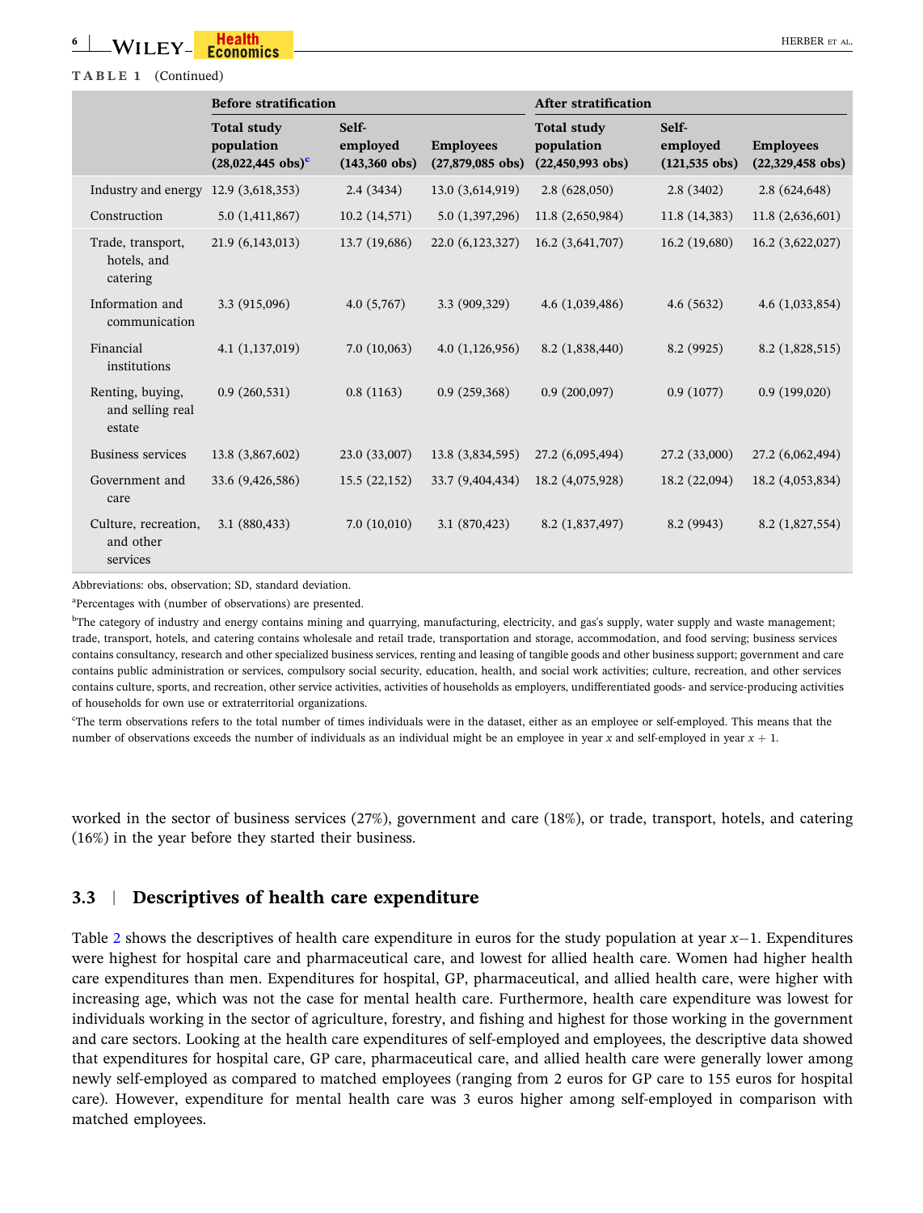**TABLE 1** (Continued)

| | Before stratification | | | After stratification | | |
|---|---|---|---|---|---|---|
| | Total study population (28,022,445 obs)[c] | Self-employed (143,360 obs) | Employees (27,879,085 obs) | Total study population (22,450,993 obs) | Self-employed (121,535 obs) | Employees (22,329,458 obs) |
| Industry and energy | 12.9 (3,618,353) | 2.4 (3434) | 13.0 (3,614,919) | 2.8 (628,050) | 2.8 (3402) | 2.8 (624,648) |
| Construction | 5.0 (1,411,867) | 10.2 (14,571) | 5.0 (1,397,296) | 11.8 (2,650,984) | 11.8 (14,383) | 11.8 (2,636,601) |
| Trade, transport, hotels, and catering | 21.9 (6,143,013) | 13.7 (19,686) | 22.0 (6,123,327) | 16.2 (3,641,707) | 16.2 (19,680) | 16.2 (3,622,027) |
| Information and communication | 3.3 (915,096) | 4.0 (5,767) | 3.3 (909,329) | 4.6 (1,039,486) | 4.6 (5632) | 4.6 (1,033,854) |
| Financial institutions | 4.1 (1,137,019) | 7.0 (10,063) | 4.0 (1,126,956) | 8.2 (1,838,440) | 8.2 (9925) | 8.2 (1,828,515) |
| Renting, buying, and selling real estate | 0.9 (260,531) | 0.8 (1163) | 0.9 (259,368) | 0.9 (200,097) | 0.9 (1077) | 0.9 (199,020) |
| Business services | 13.8 (3,867,602) | 23.0 (33,007) | 13.8 (3,834,595) | 27.2 (6,095,494) | 27.2 (33,000) | 27.2 (6,062,494) |
| Government and care | 33.6 (9,426,586) | 15.5 (22,152) | 33.7 (9,404,434) | 18.2 (4,075,928) | 18.2 (22,094) | 18.2 (4,053,834) |
| Culture, recreation, and other services | 3.1 (880,433) | 7.0 (10,010) | 3.1 (870,423) | 8.2 (1,837,497) | 8.2 (9943) | 8.2 (1,827,554) |

Abbreviations: obs, observation; SD, standard deviation.

[a]Percentages with (number of observations) are presented.

[b]The category of industry and energy contains mining and quarrying, manufacturing, electricity, and gas's supply, water supply and waste management; trade, transport, hotels, and catering contains wholesale and retail trade, transportation and storage, accommodation, and food serving; business services contains consultancy, research and other specialized business services, renting and leasing of tangible goods and other business support; government and care contains public administration or services, compulsory social security, education, health, and social work activities; culture, recreation, and other services contains culture, sports, and recreation, other service activities, activities of households as employers, undifferentiated goods- and service-producing activities of households for own use or extraterritorial organizations.

[c]The term observations refers to the total number of times individuals were in the dataset, either as an employee or self-employed. This means that the number of observations exceeds the number of individuals as an individual might be an employee in year $x$ and self-employed in year $x + 1$.

worked in the sector of business services (27%), government and care (18%), or trade, transport, hotels, and catering (16%) in the year before they started their business.

### 3.3 | Descriptives of health care expenditure

Table 2 shows the descriptives of health care expenditure in euros for the study population at year $x-1$. Expenditures were highest for hospital care and pharmaceutical care, and lowest for allied health care. Women had higher health care expenditures than men. Expenditures for hospital, GP, pharmaceutical, and allied health care, were higher with increasing age, which was not the case for mental health care. Furthermore, health care expenditure was lowest for individuals working in the sector of agriculture, forestry, and fishing and highest for those working in the government and care sectors. Looking at the health care expenditures of self-employed and employees, the descriptive data showed that expenditures for hospital care, GP care, pharmaceutical care, and allied health care were generally lower among newly self-employed as compared to matched employees (ranging from 2 euros for GP care to 155 euros for hospital care). However, expenditure for mental health care was 3 euros higher among self-employed in comparison with matched employees.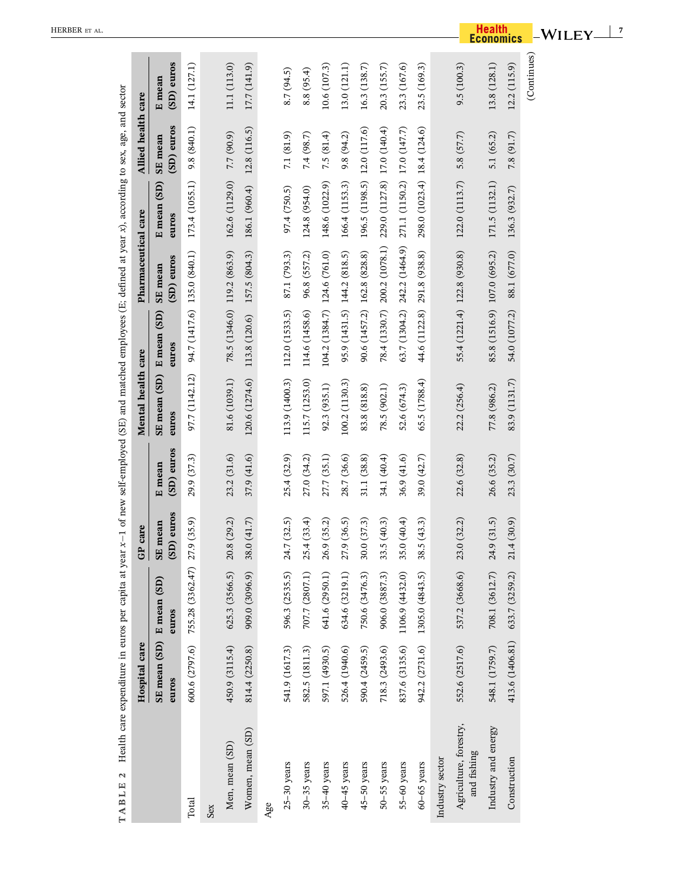**TABLE 2** Health care expenditure in euros per capita at year x−1 of new self-employed (SE) and matched employees (E; defined at year x), according to sex, age, and sector

| | Hospital care | | GP care | | Mental health care | | Pharmaceutical care | | Allied health care | |
|---|---|---|---|---|---|---|---|---|---|---|
| | SE mean (SD) euros | E mean (SD) euros | SE mean (SD) euros | E mean (SD) euros | SE mean (SD) euros | E mean (SD) euros | SE mean (SD) euros | E mean (SD) euros | SE mean (SD) euros | E mean (SD) euros |
| Total | 600.6 (2797.6) | 755.28 (3362.47) | 27.9 (35.9) | 29.9 (37.3) | 97.7 (1142.12) | 94.7 (1417.6) | 135.0 (840.1) | 173.4 (1055.1) | 9.8 (840.1) | 14.1 (127.1) |
| Sex | | | | | | | | | | |
| Men, mean (SD) | 450.9 (3115.4) | 625.3 (3566.5) | 20.8 (29.2) | 23.2 (31.6) | 81.6 (1039.1) | 78.5 (1346.0) | 119.2 (863.9) | 162.6 (1129.0) | 7.7 (90.9) | 11.1 (113.0) |
| Women, mean (SD) | 814.4 (2250.8) | 909.0 (3096.9) | 38.0 (41.7) | 37.9 (41.6) | 120.6 (1274.6) | 113.8 (120.6) | 157.5 (804.3) | 186.1 (960.4) | 12.8 (116.5) | 17.7 (141.9) |
| Age | | | | | | | | | | |
| 25–30 years | 541.9 (1617.3) | 596.3 (2535.5) | 24.7 (32.5) | 25.4 (32.9) | 113.9 (1400.3) | 112.0 (1533.5) | 87.1 (793.3) | 97.4 (750.5) | 7.1 (81.9) | 8.7 (94.5) |
| 30–35 years | 582.5 (1811.3) | 707.7 (2807.1) | 25.4 (33.4) | 27.0 (34.2) | 115.7 (1253.0) | 114.6 (1458.6) | 96.8 (557.2) | 124.8 (954.0) | 7.4 (98.7) | 8.8 (95.4) |
| 35–40 years | 597.1 (4930.5) | 641.6 (2950.1) | 26.9 (35.2) | 27.7 (35.1) | 92.3 (935.1) | 104.2 (1384.7) | 124.6 (761.0) | 148.6 (1022.9) | 7.5 (81.4) | 10.6 (107.3) |
| 40–45 years | 526.4 (1940.6) | 634.6 (3219.1) | 27.9 (36.5) | 28.7 (36.6) | 100.2 (1130.3) | 95.9 (1431.5) | 144.2 (818.5) | 166.4 (1153.3) | 9.8 (94.2) | 13.0 (121.1) |
| 45–50 years | 590.4 (2459.5) | 750.6 (3476.3) | 30.0 (37.3) | 31.1 (38.8) | 83.8 (818.8) | 90.6 (1457.2) | 162.8 (828.8) | 196.5 (1198.5) | 12.0 (117.6) | 16.3 (138.7) |
| 50–55 years | 718.3 (2493.6) | 906.0 (3887.3) | 33.5 (40.3) | 34.1 (40.4) | 78.5 (902.1) | 78.4 (1330.7) | 200.2 (1078.1) | 229.0 (1127.8) | 17.0 (140.4) | 20.3 (155.7) |
| 55–60 years | 837.6 (3135.6) | 1106.9 (4432.0) | 35.0 (40.4) | 36.9 (41.6) | 52.6 (674.3) | 63.7 (1304.2) | 242.2 (1464.9) | 271.1 (1150.2) | 17.0 (147.7) | 23.3 (167.6) |
| 60–65 years | 942.2 (2731.6) | 1305.0 (4843.5) | 38.5 (43.3) | 39.0 (42.7) | 65.5 (1788.4) | 44.6 (1122.8) | 291.8 (938.8) | 298.0 (1023.4) | 18.4 (124.6) | 23.5 (169.3) |
| Industry sector | | | | | | | | | | |
| Agriculture, forestry, and fishing | 552.6 (2517.6) | 537.2 (3668.6) | 23.0 (32.2) | 22.6 (32.8) | 22.2 (256.4) | 55.4 (1221.4) | 122.8 (930.8) | 122.0 (1113.7) | 5.8 (57.7) | 9.5 (100.3) |
| Industry and energy | 548.1 (1759.7) | 708.1 (3612.7) | 24.9 (31.5) | 26.6 (35.2) | 77.8 (986.2) | 85.8 (1516.9) | 107.0 (695.2) | 171.5 (1132.1) | 5.1 (65.2) | 13.8 (128.1) |
| Construction | 413.6 (1406.81) | 633.7 (3259.2) | 21.4 (30.9) | 23.3 (30.7) | 83.9 (1131.7) | 54.0 (1077.2) | 88.1 (677.0) | 136.3 (932.7) | 7.8 (91.7) | 12.2 (115.9) |

(Continues)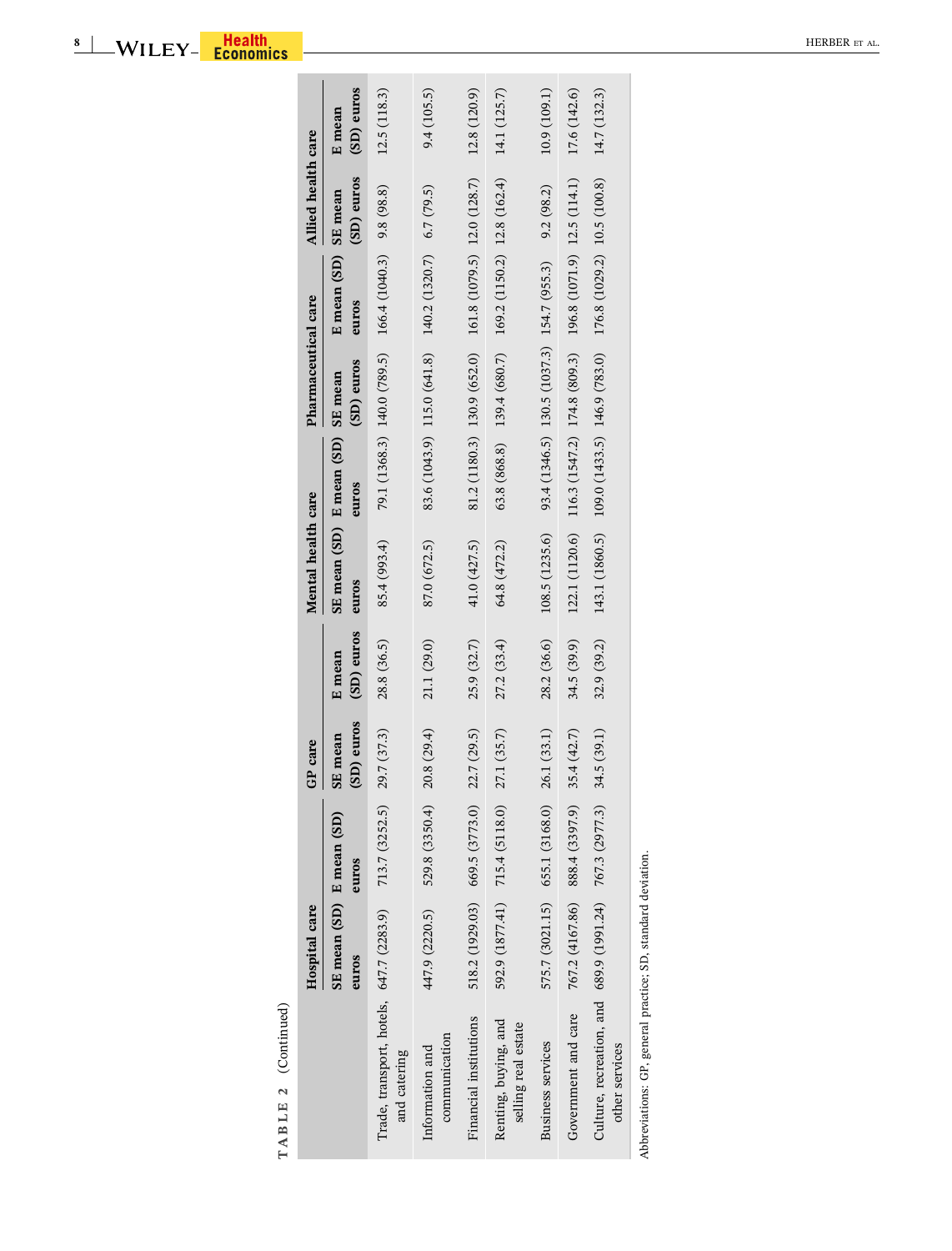TABLE 2 (Continued)

| | Hospital care | | GP care | | Mental health care | | Pharmaceutical care | | Allied health care | |
|---|---|---|---|---|---|---|---|---|---|---|
| | SE mean (SD) euros | E mean (SD) euros | SE mean (SD) euros | E mean (SD) euros | SE mean (SD) euros | E mean (SD) euros | SE mean (SD) euros | E mean (SD) euros | SE mean (SD) euros | E mean (SD) euros |
| Trade, transport, hotels, and catering | 647.7 (2283.9) | 713.7 (3252.5) | 29.7 (37.3) | 28.8 (36.5) | 85.4 (993.4) | 79.1 (1368.3) | 140.0 (789.5) | 166.4 (1040.3) | 9.8 (98.8) | 12.5 (118.3) |
| Information and communication | 447.9 (2220.5) | 529.8 (3350.4) | 20.8 (29.4) | 21.1 (29.0) | 87.0 (672.5) | 83.6 (1043.9) | 115.0 (641.8) | 140.2 (1320.7) | 6.7 (79.5) | 9.4 (105.5) |
| Financial institutions | 518.2 (1929.03) | 669.5 (3773.0) | 22.7 (29.5) | 25.9 (32.7) | 41.0 (427.5) | 81.2 (1180.3) | 130.9 (652.0) | 161.8 (1079.5) | 12.0 (128.7) | 12.8 (120.9) |
| Renting, buying, and selling real estate | 592.9 (1877.41) | 715.4 (5118.0) | 27.1 (35.7) | 27.2 (33.4) | 64.8 (472.2) | 63.8 (868.8) | 139.4 (680.7) | 169.2 (1150.2) | 12.8 (162.4) | 14.1 (125.7) |
| Business services | 575.7 (3021.15) | 655.1 (3168.0) | 26.1 (33.1) | 28.2 (36.6) | 108.5 (1235.6) | 93.4 (1346.5) | 130.5 (1037.3) | 154.7 (955.3) | 9.2 (98.2) | 10.9 (109.1) |
| Government and care | 767.2 (4167.86) | 888.4 (3397.9) | 35.4 (42.7) | 34.5 (39.9) | 122.1 (1120.6) | 116.3 (1547.2) | 174.8 (809.3) | 196.8 (1071.9) | 12.5 (114.1) | 17.6 (142.6) |
| Culture, recreation, and other services | 689.9 (1991.24) | 767.3 (2977.3) | 34.5 (39.1) | 32.9 (39.2) | 143.1 (1860.5) | 109.0 (1433.5) | 146.9 (783.0) | 176.8 (1029.2) | 10.5 (100.8) | 14.7 (132.3) |

Abbreviations: GP, general practice; SD, standard deviation.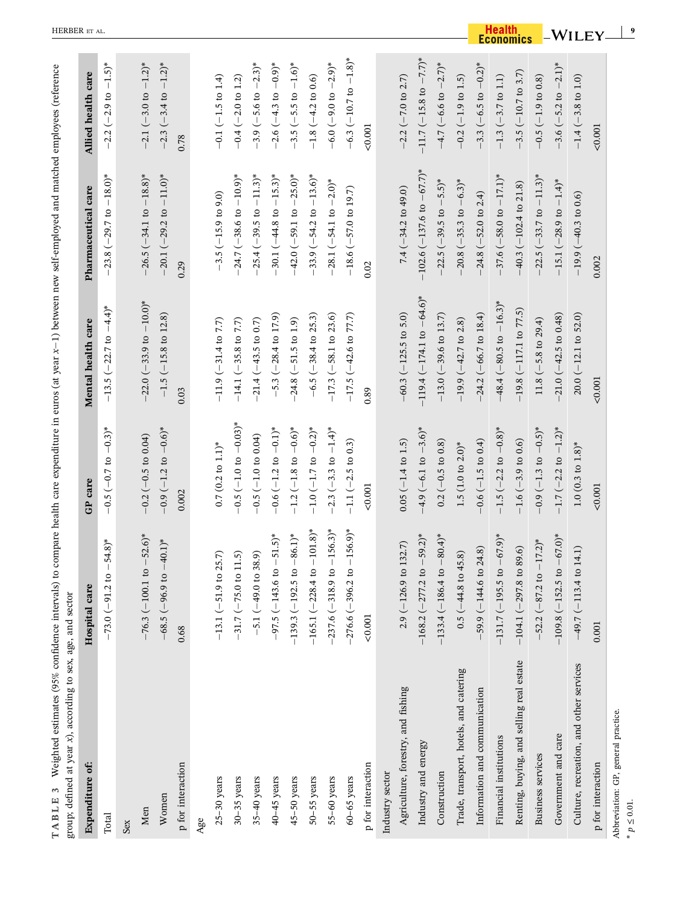**TABLE 3** Weighted estimates (95% confidence intervals) to compare health care expenditure in euros (at year $x$−1) between new self-employed and matched employees (reference group; defined at year $x$), according to sex, age, and sector

| Expenditure of: | Hospital care | GP care | Mental health care | Pharmaceutical care | Allied health care |
|---|---|---|---|---|---|
| Total | −73.0 (−91.2 to −54.8)* | −0.5 (−0.7 to −0.3)* | −13.5 (−22.7 to −4.4)* | −23.8 (−29.7 to −18.0)* | −2.2 (−2.9 to −1.5)* |
| Sex | | | | | |
| Men | −76.3 (−100.1 to −52.6)* | −0.2 (−0.5 to 0.04) | −22.0 (−33.9 to −10.0)* | −26.5 (−34.1 to −18.8)* | −2.1 (−3.0 to −1.2)* |
| Women | −68.5 (−96.9 to −40.1)* | −0.9 (−1.2 to −0.6)* | −1.5 (−15.8 to 12.8) | −20.1 (−29.2 to −11.0)* | −2.3 (−3.4 to −1.2)* |
| p for interaction | 0.68 | 0.002 | 0.03 | 0.29 | 0.78 |
| Age | | | | | |
| 25–30 years | −13.1 (−51.9 to 25.7) | 0.7 (0.2 to 1.1)* | −11.9 (−31.4 to 7.7) | −3.5 (−15.9 to 9.0) | −0.1 (−1.5 to 1.4) |
| 30–35 years | −31.7 (−75.0 to 11.5) | −0.5 (−1.0 to −0.03)* | −14.1 (−35.8 to 7.7) | −24.7 (−38.6 to −10.9)* | −0.4 (−2.0 to 1.2) |
| 35–40 years | −5.1 (−49.0 to 38.9) | −0.5 (−1.0 to 0.04) | −21.4 (−43.5 to 0.7) | −25.4 (−39.5 to −11.3)* | −3.9 (−5.6 to −2.3)* |
| 40–45 years | −97.5 (−143.6 to −51.5)* | −0.6 (−1.2 to −0.1)* | −5.3 (−28.4 to 17.9) | −30.1 (−44.8 to −15.3)* | −2.6 (−4.3 to −0.9)* |
| 45–50 years | −139.3 (−192.5 to −86.1)* | −1.2 (−1.8 to −0.6)* | −24.8 (−51.5 to 1.9) | −42.0 (−59.1 to −25.0)* | −3.5 (−5.5 to −1.6)* |
| 50–55 years | −165.1 (−228.4 to −101.8)* | −1.0 (−1.7 to −0.2)* | −6.5 (−38.4 to 25.3) | −33.9 (−54.2 to −13.6)* | −1.8 (−4.2 to 0.6) |
| 55–60 years | −237.6 (−318.9 to −156.3)* | −2.3 (−3.3 to −1.4)* | −17.3 (−58.1 to 23.6) | −28.1 (−54.1 to −2.0)* | −6.0 (−9.0 to −2.9)* |
| 60–65 years | −276.6 (−396.2 to −156.9)* | −1.1 (−2.5 to 0.3) | −17.5 (−42.6 to 77.7) | −18.6 (−57.0 to 19.7) | −6.3 (−10.7 to −1.8)* |
| p for interaction | <0.001 | <0.001 | 0.89 | 0.02 | <0.001 |
| Industry sector | | | | | |
| Agriculture, forestry, and fishing | 2.9 (−126.9 to 132.7) | 0.05 (−1.4 to 1.5) | −60.3 (−125.5 to 5.0) | 7.4 (−34.2 to 49.0) | −2.2 (−7.0 to 2.7) |
| Industry and energy | −168.2 (−277.2 to −59.2)* | −4.9 (−6.1 to −3.6)* | −119.4 (−174.1 to −64.6)* | −102.6 (−137.6 to −67.7)* | −11.7 (−15.8 to −7.7)* |
| Construction | −133.4 (−186.4 to −80.4)* | 0.2 (−0.5 to 0.8) | −13.0 (−39.6 to 13.7) | −22.5 (−39.5 to −5.5)* | −4.7 (−6.6 to −2.7)* |
| Trade, transport, hotels, and catering | 0.5 (−44.8 to 45.8) | 1.5 (1.0 to 2.0)* | −19.9 (−42.7 to 2.8) | −20.8 (−35.3 to −6.3)* | −0.2 (−1.9 to 1.5) |
| Information and communication | −59.9 (−144.6 to 24.8) | −0.6 (−1.5 to 0.4) | −24.2 (−66.7 to 18.4) | −24.8 (−52.0 to 2.4) | −3.3 (−6.5 to −0.2)* |
| Financial institutions | −131.7 (−195.5 to −67.9)* | −1.5 (−2.2 to −0.8)* | −48.4 (−80.5 to −16.3)* | −37.6 (−58.0 to −17.1)* | −1.3 (−3.7 to 1.1) |
| Renting, buying, and selling real estate | −104.1 (−297.8 to 89.6) | −1.6 (−3.9 to 0.6) | −19.8 (−117.1 to 77.5) | −40.3 (−102.4 to 21.8) | −3.5 (−10.7 to 3.7) |
| Business services | −52.2 (−87.2 to −17.2)* | −0.9 (−1.3 to −0.5)* | 11.8 (−5.8 to 29.4) | −22.5 (−33.7 to −11.3)* | −0.5 (−1.9 to 0.8) |
| Government and care | −109.8 (−152.5 to −67.0)* | −1.7 (−2.2 to −1.2)* | −21.0 (−42.5 to 0.48) | −15.1 (−28.9 to −1.4)* | −3.6 (−5.2 to −2.1)* |
| Culture, recreation, and other services | −49.7 (−113.4 to 14.1) | 1.0 (0.3 to 1.8)* | 20.0 (−12.1 to 52.0) | −19.9 (−40.3 to 0.6) | −1.4 (−3.8 to 1.0) |
| p for interaction | 0.001 | <0.001 | <0.001 | 0.002 | <0.001 |

Abbreviation: GP, general practice.

* $p \leq 0.01$.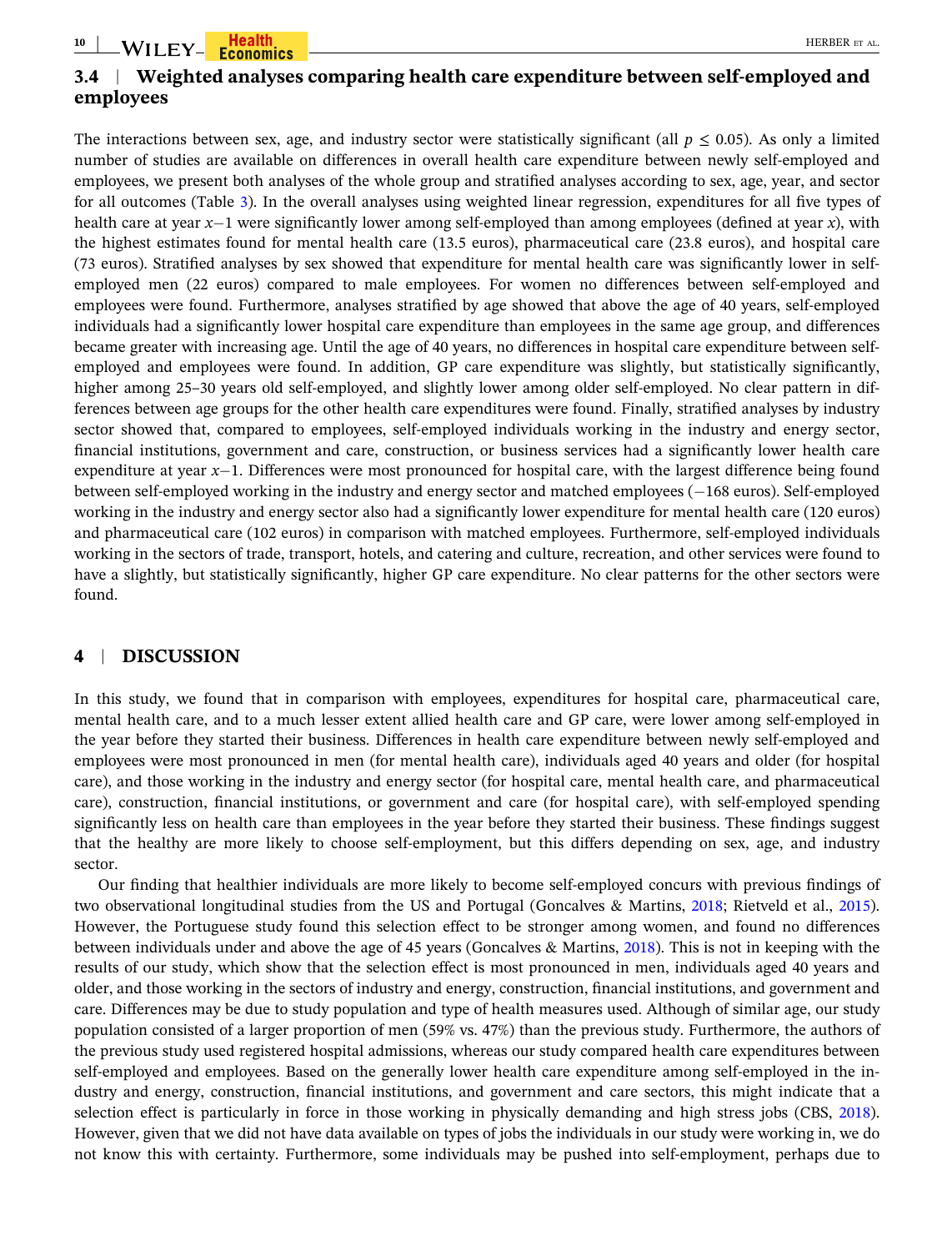### 3.4 | Weighted analyses comparing health care expenditure between self-employed and employees

The interactions between sex, age, and industry sector were statistically significant (all $p \leq 0.05$). As only a limited number of studies are available on differences in overall health care expenditure between newly self-employed and employees, we present both analyses of the whole group and stratified analyses according to sex, age, year, and sector for all outcomes (Table 3). In the overall analyses using weighted linear regression, expenditures for all five types of health care at year $x{-}1$ were significantly lower among self-employed than among employees (defined at year $x$), with the highest estimates found for mental health care (13.5 euros), pharmaceutical care (23.8 euros), and hospital care (73 euros). Stratified analyses by sex showed that expenditure for mental health care was significantly lower in self-employed men (22 euros) compared to male employees. For women no differences between self-employed and employees were found. Furthermore, analyses stratified by age showed that above the age of 40 years, self-employed individuals had a significantly lower hospital care expenditure than employees in the same age group, and differences became greater with increasing age. Until the age of 40 years, no differences in hospital care expenditure between self-employed and employees were found. In addition, GP care expenditure was slightly, but statistically significantly, higher among 25–30 years old self-employed, and slightly lower among older self-employed. No clear pattern in differences between age groups for the other health care expenditures were found. Finally, stratified analyses by industry sector showed that, compared to employees, self-employed individuals working in the industry and energy sector, financial institutions, government and care, construction, or business services had a significantly lower health care expenditure at year $x{-}1$. Differences were most pronounced for hospital care, with the largest difference being found between self-employed working in the industry and energy sector and matched employees (−168 euros). Self-employed working in the industry and energy sector also had a significantly lower expenditure for mental health care (120 euros) and pharmaceutical care (102 euros) in comparison with matched employees. Furthermore, self-employed individuals working in the sectors of trade, transport, hotels, and catering and culture, recreation, and other services were found to have a slightly, but statistically significantly, higher GP care expenditure. No clear patterns for the other sectors were found.

## 4 | DISCUSSION

In this study, we found that in comparison with employees, expenditures for hospital care, pharmaceutical care, mental health care, and to a much lesser extent allied health care and GP care, were lower among self-employed in the year before they started their business. Differences in health care expenditure between newly self-employed and employees were most pronounced in men (for mental health care), individuals aged 40 years and older (for hospital care), and those working in the industry and energy sector (for hospital care, mental health care, and pharmaceutical care), construction, financial institutions, or government and care (for hospital care), with self-employed spending significantly less on health care than employees in the year before they started their business. These findings suggest that the healthy are more likely to choose self-employment, but this differs depending on sex, age, and industry sector.

Our finding that healthier individuals are more likely to become self-employed concurs with previous findings of two observational longitudinal studies from the US and Portugal (Goncalves & Martins, 2018; Rietveld et al., 2015). However, the Portuguese study found this selection effect to be stronger among women, and found no differences between individuals under and above the age of 45 years (Goncalves & Martins, 2018). This is not in keeping with the results of our study, which show that the selection effect is most pronounced in men, individuals aged 40 years and older, and those working in the sectors of industry and energy, construction, financial institutions, and government and care. Differences may be due to study population and type of health measures used. Although of similar age, our study population consisted of a larger proportion of men (59% vs. 47%) than the previous study. Furthermore, the authors of the previous study used registered hospital admissions, whereas our study compared health care expenditures between self-employed and employees. Based on the generally lower health care expenditure among self-employed in the industry and energy, construction, financial institutions, and government and care sectors, this might indicate that a selection effect is particularly in force in those working in physically demanding and high stress jobs (CBS, 2018). However, given that we did not have data available on types of jobs the individuals in our study were working in, we do not know this with certainty. Furthermore, some individuals may be pushed into self-employment, perhaps due to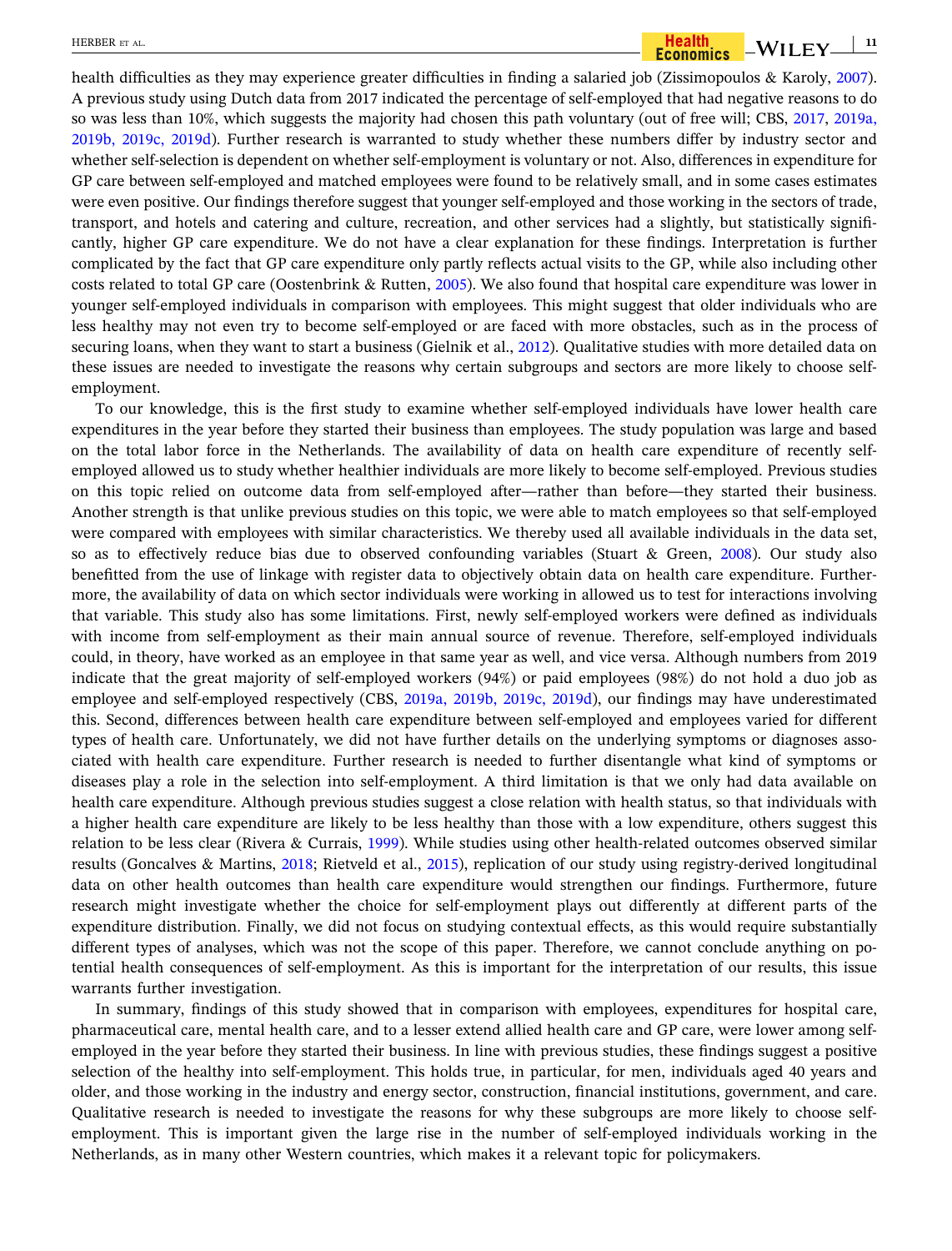health difficulties as they may experience greater difficulties in finding a salaried job (Zissimopoulos & Karoly, 2007). A previous study using Dutch data from 2017 indicated the percentage of self-employed that had negative reasons to do so was less than 10%, which suggests the majority had chosen this path voluntary (out of free will; CBS, 2017, 2019a, 2019b, 2019c, 2019d). Further research is warranted to study whether these numbers differ by industry sector and whether self-selection is dependent on whether self-employment is voluntary or not. Also, differences in expenditure for GP care between self-employed and matched employees were found to be relatively small, and in some cases estimates were even positive. Our findings therefore suggest that younger self-employed and those working in the sectors of trade, transport, and hotels and catering and culture, recreation, and other services had a slightly, but statistically significantly, higher GP care expenditure. We do not have a clear explanation for these findings. Interpretation is further complicated by the fact that GP care expenditure only partly reflects actual visits to the GP, while also including other costs related to total GP care (Oostenbrink & Rutten, 2005). We also found that hospital care expenditure was lower in younger self-employed individuals in comparison with employees. This might suggest that older individuals who are less healthy may not even try to become self-employed or are faced with more obstacles, such as in the process of securing loans, when they want to start a business (Gielnik et al., 2012). Qualitative studies with more detailed data on these issues are needed to investigate the reasons why certain subgroups and sectors are more likely to choose self-employment.

To our knowledge, this is the first study to examine whether self-employed individuals have lower health care expenditures in the year before they started their business than employees. The study population was large and based on the total labor force in the Netherlands. The availability of data on health care expenditure of recently self-employed allowed us to study whether healthier individuals are more likely to become self-employed. Previous studies on this topic relied on outcome data from self-employed after—rather than before—they started their business. Another strength is that unlike previous studies on this topic, we were able to match employees so that self-employed were compared with employees with similar characteristics. We thereby used all available individuals in the data set, so as to effectively reduce bias due to observed confounding variables (Stuart & Green, 2008). Our study also benefitted from the use of linkage with register data to objectively obtain data on health care expenditure. Furthermore, the availability of data on which sector individuals were working in allowed us to test for interactions involving that variable. This study also has some limitations. First, newly self-employed workers were defined as individuals with income from self-employment as their main annual source of revenue. Therefore, self-employed individuals could, in theory, have worked as an employee in that same year as well, and vice versa. Although numbers from 2019 indicate that the great majority of self-employed workers (94%) or paid employees (98%) do not hold a duo job as employee and self-employed respectively (CBS, 2019a, 2019b, 2019c, 2019d), our findings may have underestimated this. Second, differences between health care expenditure between self-employed and employees varied for different types of health care. Unfortunately, we did not have further details on the underlying symptoms or diagnoses associated with health care expenditure. Further research is needed to further disentangle what kind of symptoms or diseases play a role in the selection into self-employment. A third limitation is that we only had data available on health care expenditure. Although previous studies suggest a close relation with health status, so that individuals with a higher health care expenditure are likely to be less healthy than those with a low expenditure, others suggest this relation to be less clear (Rivera & Currais, 1999). While studies using other health-related outcomes observed similar results (Goncalves & Martins, 2018; Rietveld et al., 2015), replication of our study using registry-derived longitudinal data on other health outcomes than health care expenditure would strengthen our findings. Furthermore, future research might investigate whether the choice for self-employment plays out differently at different parts of the expenditure distribution. Finally, we did not focus on studying contextual effects, as this would require substantially different types of analyses, which was not the scope of this paper. Therefore, we cannot conclude anything on potential health consequences of self-employment. As this is important for the interpretation of our results, this issue warrants further investigation.

In summary, findings of this study showed that in comparison with employees, expenditures for hospital care, pharmaceutical care, mental health care, and to a lesser extend allied health care and GP care, were lower among self-employed in the year before they started their business. In line with previous studies, these findings suggest a positive selection of the healthy into self-employment. This holds true, in particular, for men, individuals aged 40 years and older, and those working in the industry and energy sector, construction, financial institutions, government, and care. Qualitative research is needed to investigate the reasons for why these subgroups are more likely to choose self-employment. This is important given the large rise in the number of self-employed individuals working in the Netherlands, as in many other Western countries, which makes it a relevant topic for policymakers.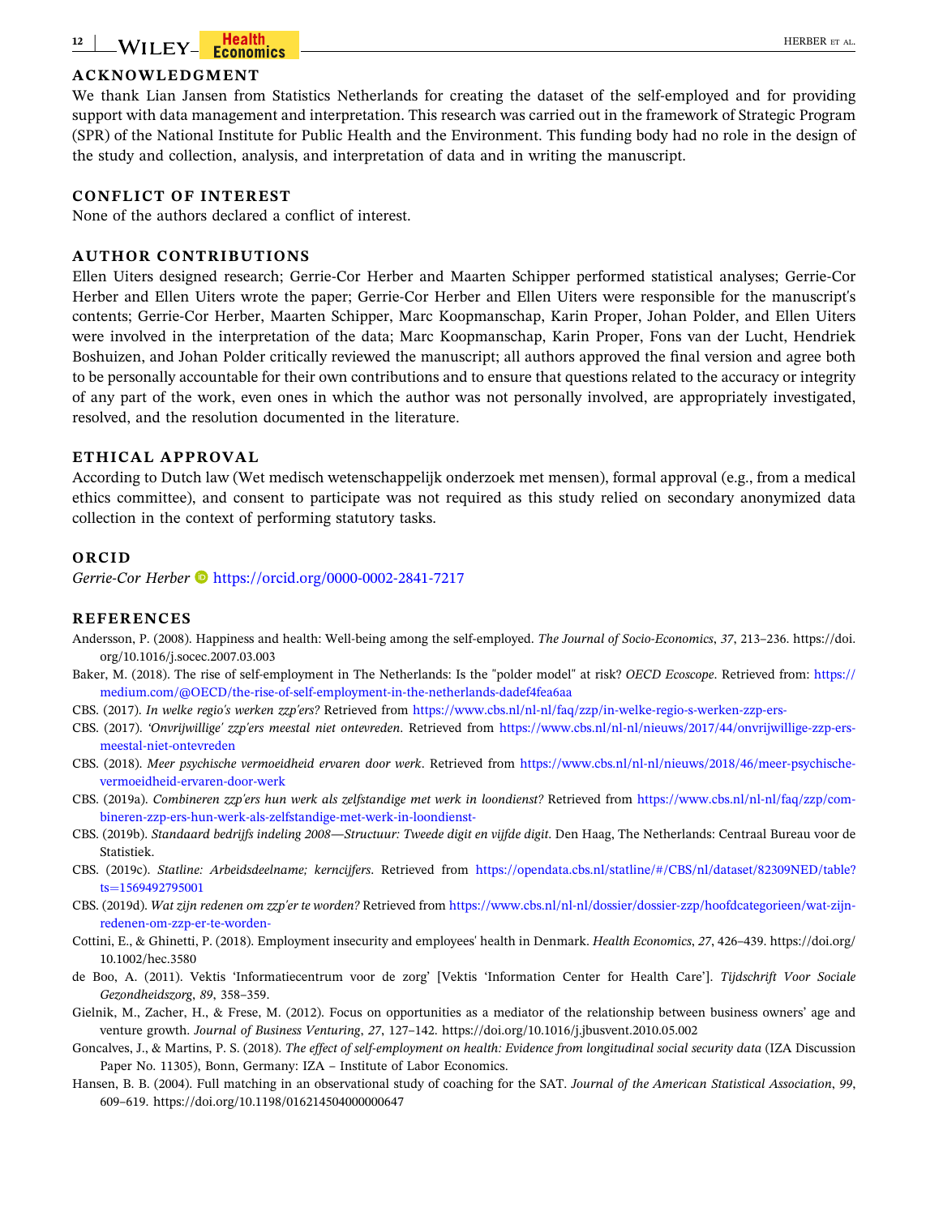## ACKNOWLEDGMENT

We thank Lian Jansen from Statistics Netherlands for creating the dataset of the self-employed and for providing support with data management and interpretation. This research was carried out in the framework of Strategic Program (SPR) of the National Institute for Public Health and the Environment. This funding body had no role in the design of the study and collection, analysis, and interpretation of data and in writing the manuscript.

## CONFLICT OF INTEREST

None of the authors declared a conflict of interest.

## AUTHOR CONTRIBUTIONS

Ellen Uiters designed research; Gerrie-Cor Herber and Maarten Schipper performed statistical analyses; Gerrie-Cor Herber and Ellen Uiters wrote the paper; Gerrie-Cor Herber and Ellen Uiters were responsible for the manuscript's contents; Gerrie-Cor Herber, Maarten Schipper, Marc Koopmanschap, Karin Proper, Johan Polder, and Ellen Uiters were involved in the interpretation of the data; Marc Koopmanschap, Karin Proper, Fons van der Lucht, Hendriek Boshuizen, and Johan Polder critically reviewed the manuscript; all authors approved the final version and agree both to be personally accountable for their own contributions and to ensure that questions related to the accuracy or integrity of any part of the work, even ones in which the author was not personally involved, are appropriately investigated, resolved, and the resolution documented in the literature.

## ETHICAL APPROVAL

According to Dutch law (Wet medisch wetenschappelijk onderzoek met mensen), formal approval (e.g., from a medical ethics committee), and consent to participate was not required as this study relied on secondary anonymized data collection in the context of performing statutory tasks.

## ORCID

*Gerrie-Cor Herber* https://orcid.org/0000-0002-2841-7217

## REFERENCES

Andersson, P. (2008). Happiness and health: Well-being among the self-employed. *The Journal of Socio-Economics*, *37*, 213–236. https://doi.org/10.1016/j.socec.2007.03.003

Baker, M. (2018). The rise of self-employment in The Netherlands: Is the "polder model" at risk? *OECD Ecoscope*. Retrieved from: https://medium.com/@OECD/the-rise-of-self-employment-in-the-netherlands-dadef4fea6aa

CBS. (2017). *In welke regio's werken zzp'ers?* Retrieved from https://www.cbs.nl/nl-nl/faq/zzp/in-welke-regio-s-werken-zzp-ers-

CBS. (2017). *'Onvrijwillige' zzp'ers meestal niet ontevreden*. Retrieved from https://www.cbs.nl/nl-nl/nieuws/2017/44/onvrijwillige-zzp-ers-meestal-niet-ontevreden

CBS. (2018). *Meer psychische vermoeidheid ervaren door werk*. Retrieved from https://www.cbs.nl/nl-nl/nieuws/2018/46/meer-psychische-vermoeidheid-ervaren-door-werk

CBS. (2019a). *Combineren zzp'ers hun werk als zelfstandige met werk in loondienst?* Retrieved from https://www.cbs.nl/nl-nl/faq/zzp/combineren-zzp-ers-hun-werk-als-zelfstandige-met-werk-in-loondienst-

CBS. (2019b). *Standaard bedrijfs indeling 2008—Structuur: Tweede digit en vijfde digit*. Den Haag, The Netherlands: Centraal Bureau voor de Statistiek.

CBS. (2019c). *Statline: Arbeidsdeelname; kerncijfers*. Retrieved from https://opendata.cbs.nl/statline/#/CBS/nl/dataset/82309NED/table?ts=1569492795001

CBS. (2019d). *Wat zijn redenen om zzp'er te worden?* Retrieved from https://www.cbs.nl/nl-nl/dossier/dossier-zzp/hoofdcategorieen/wat-zijn-redenen-om-zzp-er-te-worden-

Cottini, E., & Ghinetti, P. (2018). Employment insecurity and employees' health in Denmark. *Health Economics*, *27*, 426–439. https://doi.org/10.1002/hec.3580

de Boo, A. (2011). Vektis 'Informatiecentrum voor de zorg' [Vektis 'Information Center for Health Care']. *Tijdschrift Voor Sociale Gezondheidszorg*, *89*, 358–359.

Gielnik, M., Zacher, H., & Frese, M. (2012). Focus on opportunities as a mediator of the relationship between business owners' age and venture growth. *Journal of Business Venturing*, *27*, 127–142. https://doi.org/10.1016/j.jbusvent.2010.05.002

Goncalves, J., & Martins, P. S. (2018). *The effect of self-employment on health: Evidence from longitudinal social security data* (IZA Discussion Paper No. 11305), Bonn, Germany: IZA – Institute of Labor Economics.

Hansen, B. B. (2004). Full matching in an observational study of coaching for the SAT. *Journal of the American Statistical Association*, *99*, 609–619. https://doi.org/10.1198/016214504000000647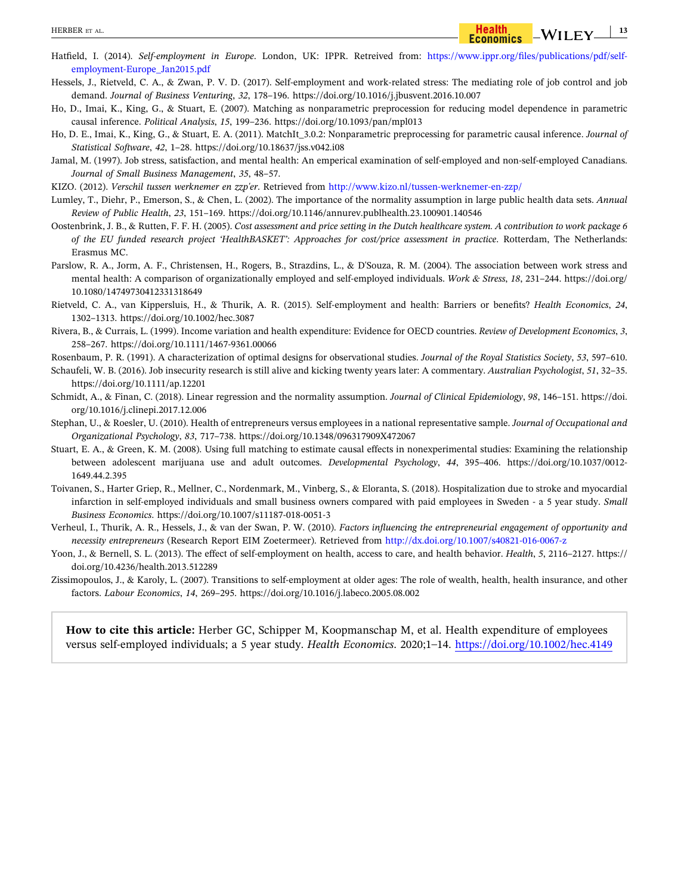Hatfield, I. (2014). *Self-employment in Europe*. London, UK: IPPR. Retreived from: https://www.ippr.org/files/publications/pdf/self-employment-Europe_Jan2015.pdf

Hessels, J., Rietveld, C. A., & Zwan, P. V. D. (2017). Self-employment and work-related stress: The mediating role of job control and job demand. *Journal of Business Venturing*, *32*, 178–196. https://doi.org/10.1016/j.jbusvent.2016.10.007

Ho, D., Imai, K., King, G., & Stuart, E. (2007). Matching as nonparametric preprocession for reducing model dependence in parametric causal inference. *Political Analysis*, *15*, 199–236. https://doi.org/10.1093/pan/mpl013

Ho, D. E., Imai, K., King, G., & Stuart, E. A. (2011). MatchIt_3.0.2: Nonparametric preprocessing for parametric causal inference. *Journal of Statistical Software*, *42*, 1–28. https://doi.org/10.18637/jss.v042.i08

Jamal, M. (1997). Job stress, satisfaction, and mental health: An emperical examination of self-employed and non-self-employed Canadians. *Journal of Small Business Management*, *35*, 48–57.

KIZO. (2012). *Verschil tussen werknemer en zzp'er*. Retrieved from http://www.kizo.nl/tussen-werknemer-en-zzp/

Lumley, T., Diehr, P., Emerson, S., & Chen, L. (2002). The importance of the normality assumption in large public health data sets. *Annual Review of Public Health*, *23*, 151–169. https://doi.org/10.1146/annurev.publhealth.23.100901.140546

Oostenbrink, J. B., & Rutten, F. F. H. (2005). *Cost assessment and price setting in the Dutch healthcare system. A contribution to work package 6 of the EU funded research project 'HealthBASKET': Approaches for cost/price assessment in practice*. Rotterdam, The Netherlands: Erasmus MC.

Parslow, R. A., Jorm, A. F., Christensen, H., Rogers, B., Strazdins, L., & D'Souza, R. M. (2004). The association between work stress and mental health: A comparison of organizationally employed and self-employed individuals. *Work & Stress*, *18*, 231–244. https://doi.org/10.1080/14749730412331318649

Rietveld, C. A., van Kippersluis, H., & Thurik, A. R. (2015). Self-employment and health: Barriers or benefits? *Health Economics*, *24*, 1302–1313. https://doi.org/10.1002/hec.3087

Rivera, B., & Currais, L. (1999). Income variation and health expenditure: Evidence for OECD countries. *Review of Development Economics*, *3*, 258–267. https://doi.org/10.1111/1467-9361.00066

Rosenbaum, P. R. (1991). A characterization of optimal designs for observational studies. *Journal of the Royal Statistics Society*, *53*, 597–610.

Schaufeli, W. B. (2016). Job insecurity research is still alive and kicking twenty years later: A commentary. *Australian Psychologist*, *51*, 32–35. https://doi.org/10.1111/ap.12201

Schmidt, A., & Finan, C. (2018). Linear regression and the normality assumption. *Journal of Clinical Epidemiology*, *98*, 146–151. https://doi.org/10.1016/j.jclinepi.2017.12.006

Stephan, U., & Roesler, U. (2010). Health of entrepreneurs versus employees in a national representative sample. *Journal of Occupational and Organizational Psychology*, *83*, 717–738. https://doi.org/10.1348/096317909X472067

Stuart, E. A., & Green, K. M. (2008). Using full matching to estimate causal effects in nonexperimental studies: Examining the relationship between adolescent marijuana use and adult outcomes. *Developmental Psychology*, *44*, 395–406. https://doi.org/10.1037/0012-1649.44.2.395

Toivanen, S., Harter Griep, R., Mellner, C., Nordenmark, M., Vinberg, S., & Eloranta, S. (2018). Hospitalization due to stroke and myocardial infarction in self-employed individuals and small business owners compared with paid employees in Sweden - a 5 year study. *Small Business Economics*. https://doi.org/10.1007/s11187-018-0051-3

Verheul, I., Thurik, A. R., Hessels, J., & van der Swan, P. W. (2010). *Factors influencing the entrepreneurial engagement of opportunity and necessity entrepreneurs* (Research Report EIM Zoetermeer). Retrieved from http://dx.doi.org/10.1007/s40821-016-0067-z

Yoon, J., & Bernell, S. L. (2013). The effect of self-employment on health, access to care, and health behavior. *Health*, *5*, 2116–2127. https://doi.org/10.4236/health.2013.512289

Zissimopoulos, J., & Karoly, L. (2007). Transitions to self-employment at older ages: The role of wealth, health, health insurance, and other factors. *Labour Economics*, *14*, 269–295. https://doi.org/10.1016/j.labeco.2005.08.002

**How to cite this article:** Herber GC, Schipper M, Koopmanschap M, et al. Health expenditure of employees versus self-employed individuals; a 5 year study. *Health Economics*. 2020;1–14. https://doi.org/10.1002/hec.4149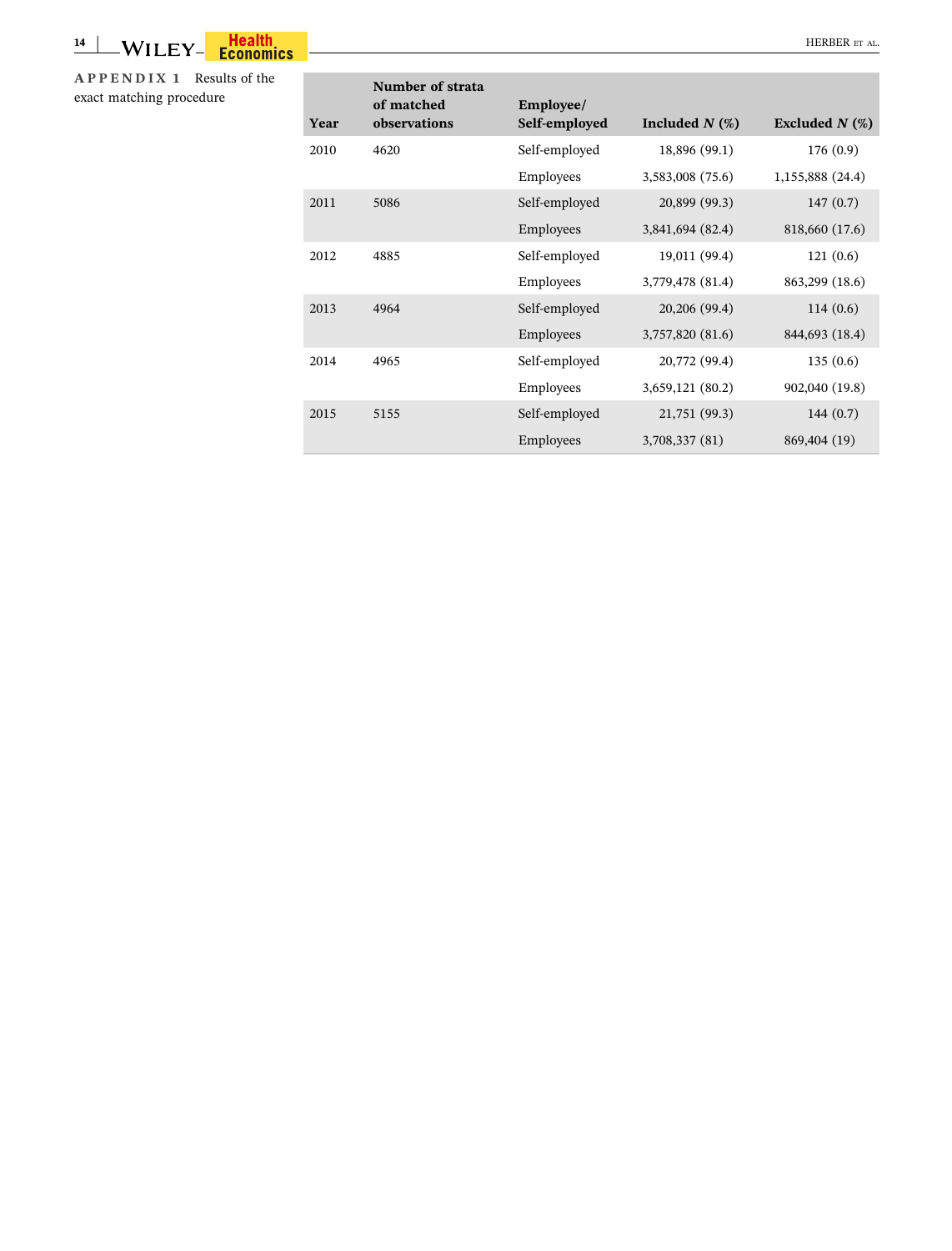**APPENDIX 1** Results of the exact matching procedure

| Year | Number of strata of matched observations | Employee/ Self-employed | Included *N* (%) | Excluded *N* (%) |
|---|---|---|---|---|
| 2010 | 4620 | Self-employed | 18,896 (99.1) | 176 (0.9) |
| | | Employees | 3,583,008 (75.6) | 1,155,888 (24.4) |
| 2011 | 5086 | Self-employed | 20,899 (99.3) | 147 (0.7) |
| | | Employees | 3,841,694 (82.4) | 818,660 (17.6) |
| 2012 | 4885 | Self-employed | 19,011 (99.4) | 121 (0.6) |
| | | Employees | 3,779,478 (81.4) | 863,299 (18.6) |
| 2013 | 4964 | Self-employed | 20,206 (99.4) | 114 (0.6) |
| | | Employees | 3,757,820 (81.6) | 844,693 (18.4) |
| 2014 | 4965 | Self-employed | 20,772 (99.4) | 135 (0.6) |
| | | Employees | 3,659,121 (80.2) | 902,040 (19.8) |
| 2015 | 5155 | Self-employed | 21,751 (99.3) | 144 (0.7) |
| | | Employees | 3,708,337 (81) | 869,404 (19) |